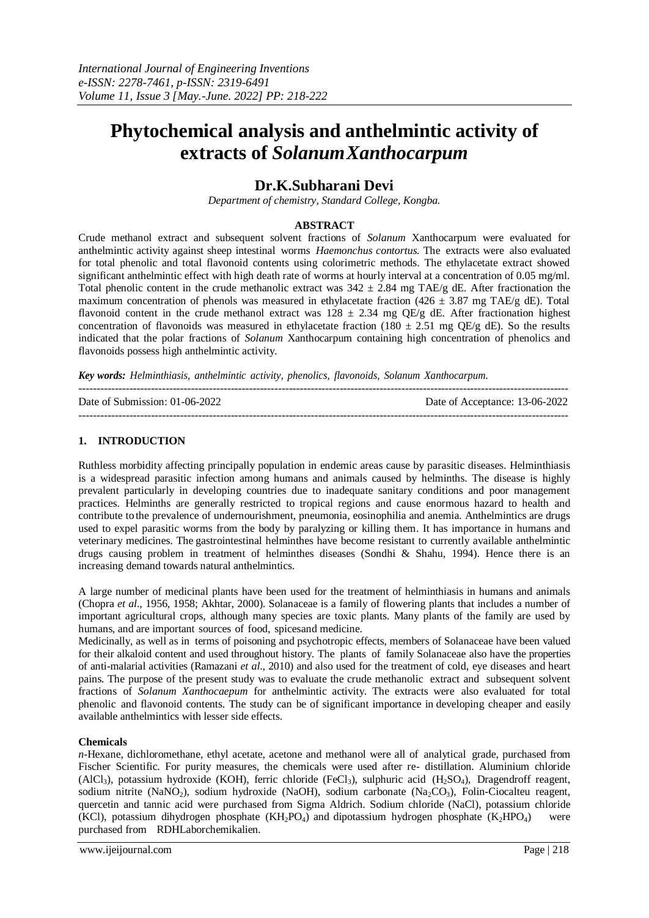# Phytochemical analysis and anthelmintic activity of extracts of *SolanumXanthocarpum*

## Dr.K.Subharani Devi

*Department of chemistry, Standard College, Kongba.*

### ABSTRACT

Crude methanol extract and subsequent solvent fractions of *Solanum* Xanthocarpum were evaluated for anthelmintic activity against sheep intestinal worms *Haemonchus contortus.* The extracts were also evaluated for total phenolic and total flavonoid contents using colorimetric methods. The ethylacetate extract showed significant anthelmintic effect with high death rate of worms at hourly interval at a concentration of 0.05 mg/ml. Total phenolic content in the crude methanolic extract was $342 \pm 2.84$ mg TAE/g dE. After fractionation the maximum concentration of phenols was measured in ethylacetate fraction ($426 \pm 3.87$ mg TAE/g dE). Total flavonoid content in the crude methanol extract was $128 \pm 2.34$ mg QE/g dE. After fractionation highest concentration of flavonoids was measured in ethylacetate fraction ($180 \pm 2.51$ mg QE/g dE). So the results indicated that the polar fractions of *Solanum* Xanthocarpum containing high concentration of phenolics and flavonoids possess high anthelmintic activity.

***Key words:*** *Helminthiasis, anthelmintic activity, phenolics, flavonoids, Solanum Xanthocarpum.*

---

Date of Submission: 01-06-2022 Date of Acceptance: 13-06-2022

---

## 1. INTRODUCTION

Ruthless morbidity affecting principally population in endemic areas cause by parasitic diseases. Helminthiasis is a widespread parasitic infection among humans and animals caused by helminths. The disease is highly prevalent particularly in developing countries due to inadequate sanitary conditions and poor management practices. Helminths are generally restricted to tropical regions and cause enormous hazard to health and contribute to the prevalence of undernourishment, pneumonia, eosinophilia and anemia. Anthelmintics are drugs used to expel parasitic worms from the body by paralyzing or killing them. It has importance in humans and veterinary medicines. The gastrointestinal helminthes have become resistant to currently available anthelmintic drugs causing problem in treatment of helminthes diseases (Sondhi & Shahu, 1994). Hence there is an increasing demand towards natural anthelmintics.

A large number of medicinal plants have been used for the treatment of helminthiasis in humans and animals (Chopra *et al*., 1956, 1958; Akhtar, 2000). Solanaceae is a family of flowering plants that includes a number of important agricultural crops, although many species are toxic plants. Many plants of the family are used by humans, and are important sources of food, spicesand medicine.

Medicinally, as well as in terms of poisoning and psychotropic effects, members of Solanaceae have been valued for their alkaloid content and used throughout history. The plants of family Solanaceae also have the properties of anti-malarial activities (Ramazani *et al*., 2010) and also used for the treatment of cold, eye diseases and heart pains. The purpose of the present study was to evaluate the crude methanolic extract and subsequent solvent fractions of *Solanum Xanthocaepum* for anthelmintic activity. The extracts were also evaluated for total phenolic and flavonoid contents. The study can be of significant importance in developing cheaper and easily available anthelmintics with lesser side effects.

### Chemicals

*n*-Hexane, dichloromethane, ethyl acetate, acetone and methanol were all of analytical grade, purchased from Fischer Scientific. For purity measures, the chemicals were used after re- distillation. Aluminium chloride ($AlCl_3$), potassium hydroxide (KOH), ferric chloride ($FeCl_3$), sulphuric acid ($H_2SO_4$), Dragendroff reagent, sodium nitrite ($NaNO_2$), sodium hydroxide (NaOH), sodium carbonate ($Na_2CO_3$), Folin-Ciocalteu reagent, quercetin and tannic acid were purchased from Sigma Aldrich. Sodium chloride (NaCl), potassium chloride (KCl), potassium dihydrogen phosphate ($KH_2PO_4$) and dipotassium hydrogen phosphate ($K_2HPO_4$) were purchased from RDHLaborchemikalien.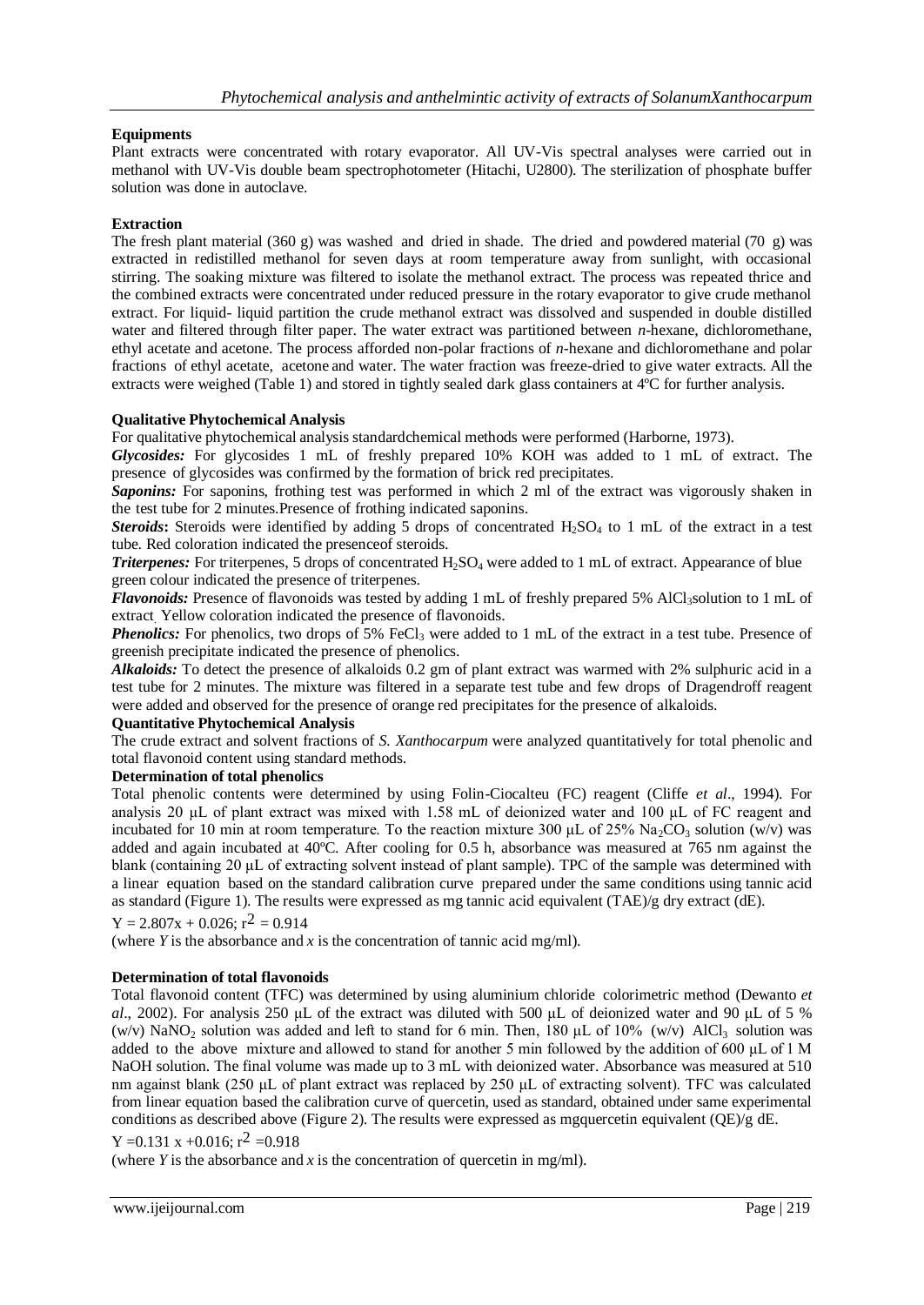**Equipments**

Plant extracts were concentrated with rotary evaporator. All UV-Vis spectral analyses were carried out in methanol with UV-Vis double beam spectrophotometer (Hitachi, U2800). The sterilization of phosphate buffer solution was done in autoclave.

**Extraction**

The fresh plant material (360 g) was washed and dried in shade. The dried and powdered material (70 g) was extracted in redistilled methanol for seven days at room temperature away from sunlight, with occasional stirring. The soaking mixture was filtered to isolate the methanol extract. The process was repeated thrice and the combined extracts were concentrated under reduced pressure in the rotary evaporator to give crude methanol extract. For liquid- liquid partition the crude methanol extract was dissolved and suspended in double distilled water and filtered through filter paper. The water extract was partitioned between *n*-hexane, dichloromethane, ethyl acetate and acetone. The process afforded non-polar fractions of *n*-hexane and dichloromethane and polar fractions of ethyl acetate, acetone and water. The water fraction was freeze-dried to give water extracts. All the extracts were weighed (Table 1) and stored in tightly sealed dark glass containers at 4ºC for further analysis.

**Qualitative Phytochemical Analysis**

For qualitative phytochemical analysis standardchemical methods were performed (Harborne, 1973).

***Glycosides:*** For glycosides 1 mL of freshly prepared 10% KOH was added to 1 mL of extract. The presence of glycosides was confirmed by the formation of brick red precipitates.

***Saponins:*** For saponins, frothing test was performed in which 2 ml of the extract was vigorously shaken in the test tube for 2 minutes.Presence of frothing indicated saponins.

***Steroids*:** Steroids were identified by adding 5 drops of concentrated $H_2SO_4$ to 1 mL of the extract in a test tube. Red coloration indicated the presenceof steroids.

***Triterpenes:*** For triterpenes, 5 drops of concentrated $H_2SO_4$ were added to 1 mL of extract. Appearance of blue green colour indicated the presence of triterpenes.

***Flavonoids:*** Presence of flavonoids was tested by adding 1 mL of freshly prepared 5% $AlCl_3$solution to 1 mL of extract. Yellow coloration indicated the presence of flavonoids.

***Phenolics:*** For phenolics, two drops of 5% $FeCl_3$ were added to 1 mL of the extract in a test tube. Presence of greenish precipitate indicated the presence of phenolics.

***Alkaloids:*** To detect the presence of alkaloids 0.2 gm of plant extract was warmed with 2% sulphuric acid in a test tube for 2 minutes. The mixture was filtered in a separate test tube and few drops of Dragendroff reagent were added and observed for the presence of orange red precipitates for the presence of alkaloids.

**Quantitative Phytochemical Analysis**

The crude extract and solvent fractions of *S. Xanthocarpum* were analyzed quantitatively for total phenolic and total flavonoid content using standard methods.

**Determination of total phenolics**

Total phenolic contents were determined by using Folin-Ciocalteu (FC) reagent (Cliffe *et al*., 1994). For analysis 20 µL of plant extract was mixed with 1.58 mL of deionized water and 100 µL of FC reagent and incubated for 10 min at room temperature. To the reaction mixture 300 µL of 25% $Na_2CO_3$ solution (w/v) was added and again incubated at 40ºC. After cooling for 0.5 h, absorbance was measured at 765 nm against the blank (containing 20 µL of extracting solvent instead of plant sample). TPC of the sample was determined with a linear equation based on the standard calibration curve prepared under the same conditions using tannic acid as standard (Figure 1). The results were expressed as mg tannic acid equivalent (TAE)/g dry extract (dE).

$Y = 2.807x + 0.026; r^2 = 0.914$

(where *Y* is the absorbance and *x* is the concentration of tannic acid mg/ml).

**Determination of total flavonoids**

Total flavonoid content (TFC) was determined by using aluminium chloride colorimetric method (Dewanto *et al*., 2002). For analysis 250 µL of the extract was diluted with 500 µL of deionized water and 90 µL of 5 % (w/v) $NaNO_2$ solution was added and left to stand for 6 min. Then, 180 µL of 10% (w/v) $AlCl_3$ solution was added to the above mixture and allowed to stand for another 5 min followed by the addition of 600 µL of l M NaOH solution. The final volume was made up to 3 mL with deionized water. Absorbance was measured at 510 nm against blank (250 µL of plant extract was replaced by 250 µL of extracting solvent). TFC was calculated from linear equation based the calibration curve of quercetin, used as standard, obtained under same experimental conditions as described above (Figure 2). The results were expressed as mgquercetin equivalent (QE)/g dE.

$Y = 0.131\,x + 0.016; r^2 = 0.918$

(where *Y* is the absorbance and *x* is the concentration of quercetin in mg/ml).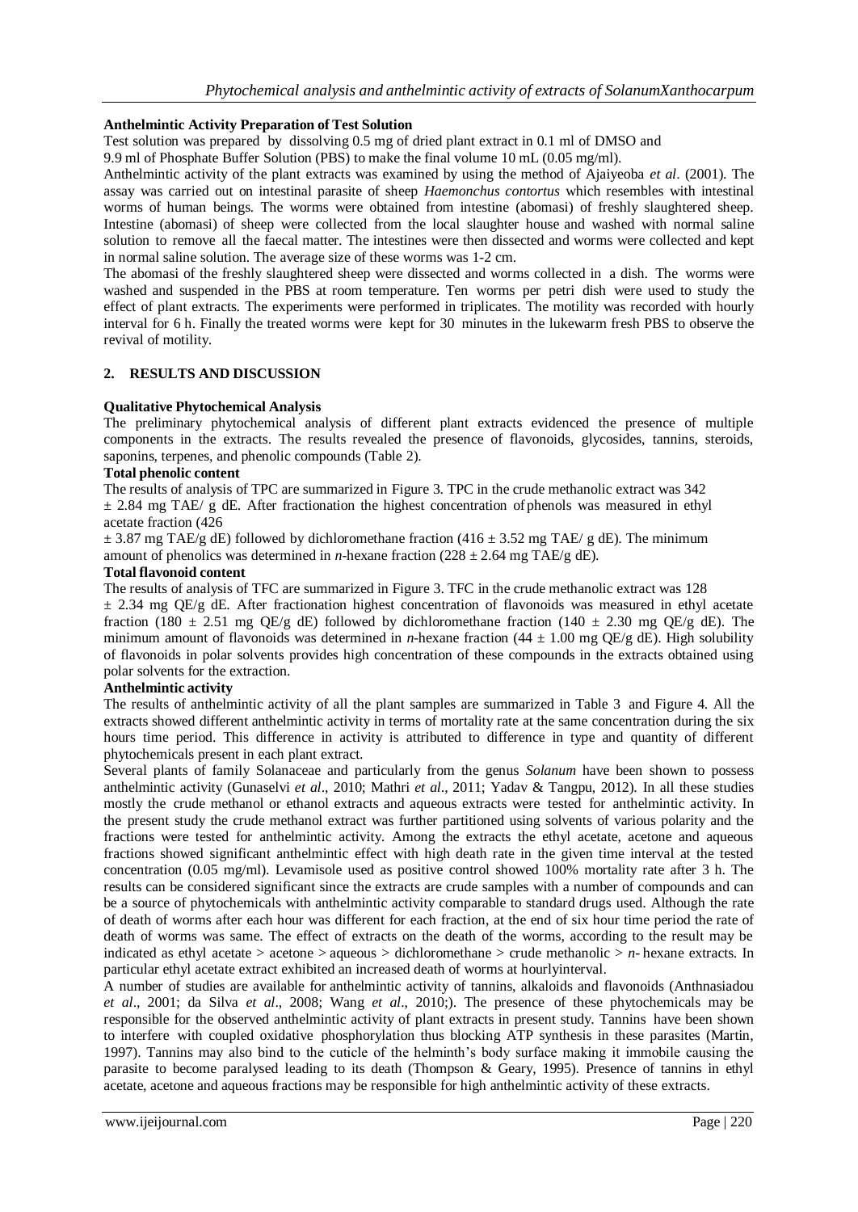**Anthelmintic Activity Preparation of Test Solution**

Test solution was prepared by dissolving 0.5 mg of dried plant extract in 0.1 ml of DMSO and 9.9 ml of Phosphate Buffer Solution (PBS) to make the final volume 10 mL (0.05 mg/ml).

Anthelmintic activity of the plant extracts was examined by using the method of Ajaiyeoba *et al*. (2001). The assay was carried out on intestinal parasite of sheep *Haemonchus contortus* which resembles with intestinal worms of human beings. The worms were obtained from intestine (abomasi) of freshly slaughtered sheep. Intestine (abomasi) of sheep were collected from the local slaughter house and washed with normal saline solution to remove all the faecal matter. The intestines were then dissected and worms were collected and kept in normal saline solution. The average size of these worms was 1-2 cm.

The abomasi of the freshly slaughtered sheep were dissected and worms collected in a dish. The worms were washed and suspended in the PBS at room temperature. Ten worms per petri dish were used to study the effect of plant extracts. The experiments were performed in triplicates. The motility was recorded with hourly interval for 6 h. Finally the treated worms were kept for 30 minutes in the lukewarm fresh PBS to observe the revival of motility.

## 2. RESULTS AND DISCUSSION

**Qualitative Phytochemical Analysis**

The preliminary phytochemical analysis of different plant extracts evidenced the presence of multiple components in the extracts. The results revealed the presence of flavonoids, glycosides, tannins, steroids, saponins, terpenes, and phenolic compounds (Table 2).

**Total phenolic content**

The results of analysis of TPC are summarized in Figure 3. TPC in the crude methanolic extract was 342 ± 2.84 mg TAE/ g dE. After fractionation the highest concentration of phenols was measured in ethyl acetate fraction (426 ± 3.87 mg TAE/g dE) followed by dichloromethane fraction (416 ± 3.52 mg TAE/ g dE). The minimum amount of phenolics was determined in *n*-hexane fraction (228 ± 2.64 mg TAE/g dE).

**Total flavonoid content**

The results of analysis of TFC are summarized in Figure 3. TFC in the crude methanolic extract was 128 ± 2.34 mg QE/g dE. After fractionation highest concentration of flavonoids was measured in ethyl acetate fraction (180 ± 2.51 mg QE/g dE) followed by dichloromethane fraction (140 ± 2.30 mg QE/g dE). The minimum amount of flavonoids was determined in *n*-hexane fraction (44 ± 1.00 mg QE/g dE). High solubility of flavonoids in polar solvents provides high concentration of these compounds in the extracts obtained using polar solvents for the extraction.

**Anthelmintic activity**

The results of anthelmintic activity of all the plant samples are summarized in Table 3 and Figure 4. All the extracts showed different anthelmintic activity in terms of mortality rate at the same concentration during the six hours time period. This difference in activity is attributed to difference in type and quantity of different phytochemicals present in each plant extract.

Several plants of family Solanaceae and particularly from the genus *Solanum* have been shown to possess anthelmintic activity (Gunaselvi *et al*., 2010; Mathri *et al*., 2011; Yadav & Tangpu, 2012). In all these studies mostly the crude methanol or ethanol extracts and aqueous extracts were tested for anthelmintic activity. In the present study the crude methanol extract was further partitioned using solvents of various polarity and the fractions were tested for anthelmintic activity. Among the extracts the ethyl acetate, acetone and aqueous fractions showed significant anthelmintic effect with high death rate in the given time interval at the tested concentration (0.05 mg/ml). Levamisole used as positive control showed 100% mortality rate after 3 h. The results can be considered significant since the extracts are crude samples with a number of compounds and can be a source of phytochemicals with anthelmintic activity comparable to standard drugs used. Although the rate of death of worms after each hour was different for each fraction, at the end of six hour time period the rate of death of worms was same. The effect of extracts on the death of the worms, according to the result may be indicated as ethyl acetate > acetone > aqueous > dichloromethane > crude methanolic > *n*- hexane extracts. In particular ethyl acetate extract exhibited an increased death of worms at hourlyinterval.

A number of studies are available for anthelmintic activity of tannins, alkaloids and flavonoids (Anthnasiadou *et al*., 2001; da Silva *et al*., 2008; Wang *et al*., 2010;). The presence of these phytochemicals may be responsible for the observed anthelmintic activity of plant extracts in present study. Tannins have been shown to interfere with coupled oxidative phosphorylation thus blocking ATP synthesis in these parasites (Martin, 1997). Tannins may also bind to the cuticle of the helminth's body surface making it immobile causing the parasite to become paralysed leading to its death (Thompson & Geary, 1995). Presence of tannins in ethyl acetate, acetone and aqueous fractions may be responsible for high anthelmintic activity of these extracts.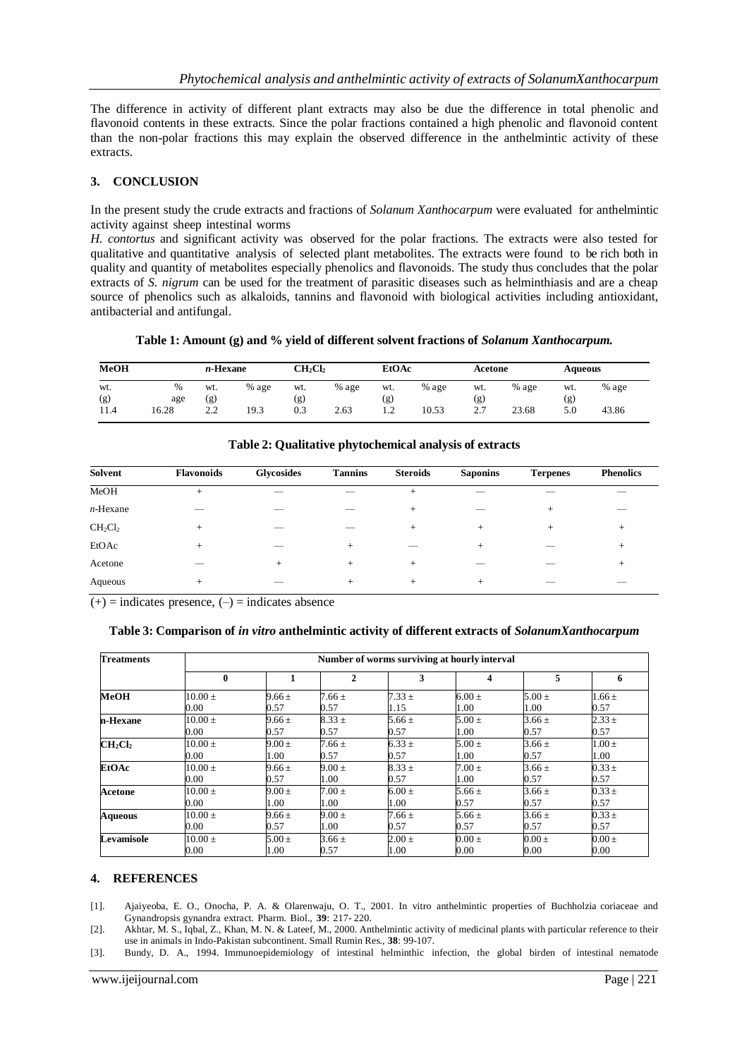The difference in activity of different plant extracts may also be due the difference in total phenolic and flavonoid contents in these extracts. Since the polar fractions contained a high phenolic and flavonoid content than the non-polar fractions this may explain the observed difference in the anthelmintic activity of these extracts.

## 3. CONCLUSION

In the present study the crude extracts and fractions of *Solanum Xanthocarpum* were evaluated for anthelmintic activity against sheep intestinal worms

*H. contortus* and significant activity was observed for the polar fractions. The extracts were also tested for qualitative and quantitative analysis of selected plant metabolites. The extracts were found to be rich both in quality and quantity of metabolites especially phenolics and flavonoids. The study thus concludes that the polar extracts of *S. nigrum* can be used for the treatment of parasitic diseases such as helminthiasis and are a cheap source of phenolics such as alkaloids, tannins and flavonoid with biological activities including antioxidant, antibacterial and antifungal.

**Table 1: Amount (g) and % yield of different solvent fractions of *Solanum Xanthocarpum.***

| MeOH | | *n*-Hexane | | $CH_2Cl_2$ | | EtOAc | | Acetone | | Aqueous | |
|---|---|---|---|---|---|---|---|---|---|---|---|
| wt. (g) | % age | wt. (g) | % age | wt. (g) | % age | wt. (g) | % age | wt. (g) | % age | wt. (g) | % age |
| 11.4 | 16.28 | 2.2 | 19.3 | 0.3 | 2.63 | 1.2 | 10.53 | 2.7 | 23.68 | 5.0 | 43.86 |

**Table 2: Qualitative phytochemical analysis of extracts**

| Solvent | Flavonoids | Glycosides | Tannins | Steroids | Saponins | Terpenes | Phenolics |
|---|---|---|---|---|---|---|---|
| MeOH | + | — | — | + | — | — | — |
| *n*-Hexane | — | — | — | + | — | + | — |
| $CH_2Cl_2$ | + | — | — | + | + | + | + |
| EtOAc | + | — | + | — | + | — | + |
| Acetone | — | + | + | + | — | — | + |
| Aqueous | + | — | + | + | + | — | — |

(+) = indicates presence, (–) = indicates absence

**Table 3: Comparison of *in vitro* anthelmintic activity of different extracts of *SolanumXanthocarpum***

| Treatments | Number of worms surviving at hourly interval | | | | | | |
|---|---|---|---|---|---|---|---|
| | 0 | 1 | 2 | 3 | 4 | 5 | 6 |
| **MeOH** | 10.00 ± 0.00 | 9.66 ± 0.57 | 7.66 ± 0.57 | 7.33 ± 1.15 | 6.00 ± 1.00 | 5.00 ± 1.00 | 1.66 ± 0.57 |
| **n-Hexane** | 10.00 ± 0.00 | 9.66 ± 0.57 | 8.33 ± 0.57 | 5.66 ± 0.57 | 5.00 ± 1.00 | 3.66 ± 0.57 | 2.33 ± 0.57 |
| **$CH_2Cl_2$** | 10.00 ± 0.00 | 9.00 ± 1.00 | 7.66 ± 0.57 | 6.33 ± 0.57 | 5.00 ± 1.00 | 3.66 ± 0.57 | 1.00 ± 1.00 |
| **EtOAc** | 10.00 ± 0.00 | 9.66 ± 0.57 | 9.00 ± 1.00 | 8.33 ± 0.57 | 7.00 ± 1.00 | 3.66 ± 0.57 | 0.33 ± 0.57 |
| **Acetone** | 10.00 ± 0.00 | 9.00 ± 1.00 | 7.00 ± 1.00 | 6.00 ± 1.00 | 5.66 ± 0.57 | 3.66 ± 0.57 | 0.33 ± 0.57 |
| **Aqueous** | 10.00 ± 0.00 | 9.66 ± 0.57 | 9.00 ± 1.00 | 7.66 ± 0.57 | 5.66 ± 0.57 | 3.66 ± 0.57 | 0.33 ± 0.57 |
| **Levamisole** | 10.00 ± 0.00 | 5.00 ± 1.00 | 3.66 ± 0.57 | 2.00 ± 1.00 | 0.00 ± 0.00 | 0.00 ± 0.00 | 0.00 ± 0.00 |

## 4. REFERENCES

[1]. Ajaiyeoba, E. O., Onocha, P. A. & Olarenwaju, O. T., 2001. In vitro anthelmintic properties of Buchholzia coriaceae and Gynandropsis gynandra extract. Pharm. Biol., **39**: 217- 220.

[2]. Akhtar, M. S., Iqbal, Z., Khan, M. N. & Lateef, M., 2000. Anthelmintic activity of medicinal plants with particular reference to their use in animals in Indo-Pakistan subcontinent. Small Rumin Res., **38**: 99-107.

[3]. Bundy, D. A., 1994. Immunoepidemiology of intestinal helminthic infection, the global birden of intestinal nematode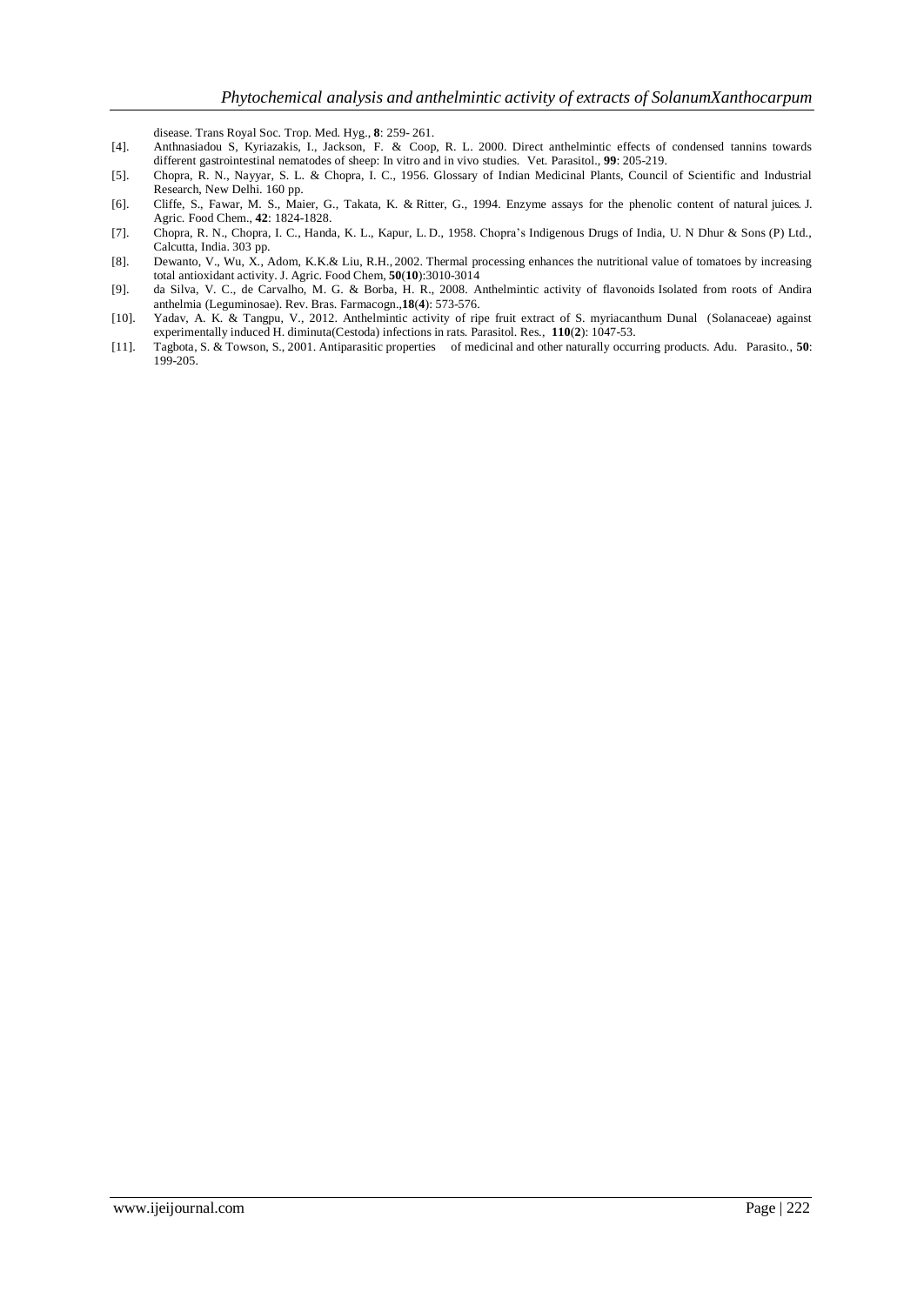disease. Trans Royal Soc. Trop. Med. Hyg., **8**: 259- 261.

[4]. Anthnasiadou S, Kyriazakis, I., Jackson, F. & Coop, R. L. 2000. Direct anthelmintic effects of condensed tannins towards different gastrointestinal nematodes of sheep: In vitro and in vivo studies. Vet. Parasitol., **99**: 205-219.

[5]. Chopra, R. N., Nayyar, S. L. & Chopra, I. C., 1956. Glossary of Indian Medicinal Plants, Council of Scientific and Industrial Research, New Delhi. 160 pp.

[6]. Cliffe, S., Fawar, M. S., Maier, G., Takata, K. & Ritter, G., 1994. Enzyme assays for the phenolic content of natural juices. J. Agric. Food Chem., **42**: 1824-1828.

[7]. Chopra, R. N., Chopra, I. C., Handa, K. L., Kapur, L. D., 1958. Chopra's Indigenous Drugs of India, U. N Dhur & Sons (P) Ltd., Calcutta, India. 303 pp.

[8]. Dewanto, V., Wu, X., Adom, K.K.& Liu, R.H., 2002. Thermal processing enhances the nutritional value of tomatoes by increasing total antioxidant activity. J. Agric. Food Chem, **50**(**10**):3010-3014

[9]. da Silva, V. C., de Carvalho, M. G. & Borba, H. R., 2008. Anthelmintic activity of flavonoids Isolated from roots of Andira anthelmia (Leguminosae). Rev. Bras. Farmacogn.,**18**(**4**): 573-576.

[10]. Yadav, A. K. & Tangpu, V., 2012. Anthelmintic activity of ripe fruit extract of S. myriacanthum Dunal (Solanaceae) against experimentally induced H. diminuta(Cestoda) infections in rats. Parasitol. Res., **110**(**2**): 1047-53.

[11]. Tagbota, S. & Towson, S., 2001. Antiparasitic properties of medicinal and other naturally occurring products. Adu. Parasito., **50**: 199-205.